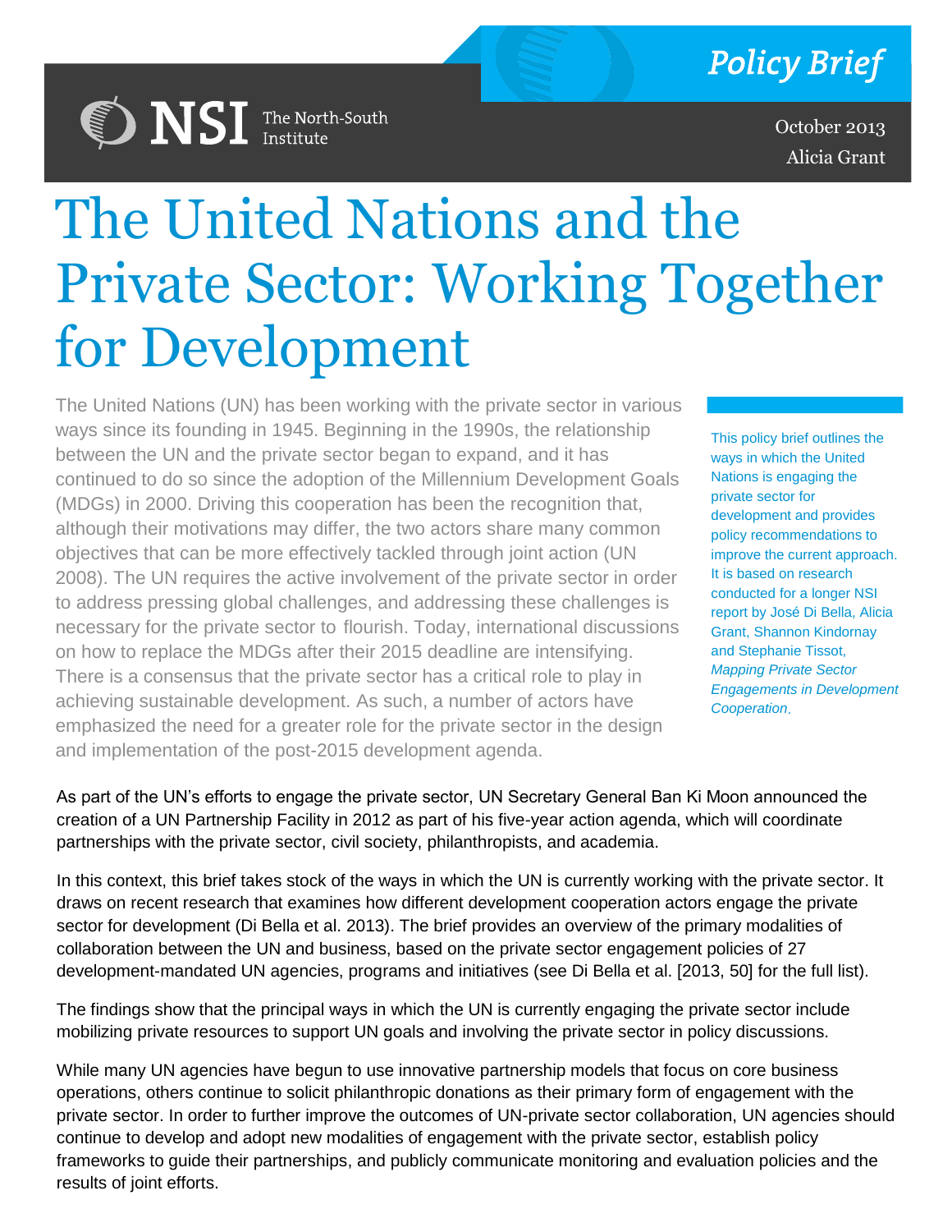NSI The North-South Institute

**Policy Brief**

October 2013
Alicia Grant

# The United Nations and the Private Sector: Working Together for Development

The United Nations (UN) has been working with the private sector in various ways since its founding in 1945. Beginning in the 1990s, the relationship between the UN and the private sector began to expand, and it has continued to do so since the adoption of the Millennium Development Goals (MDGs) in 2000. Driving this cooperation has been the recognition that, although their motivations may differ, the two actors share many common objectives that can be more effectively tackled through joint action (UN 2008). The UN requires the active involvement of the private sector in order to address pressing global challenges, and addressing these challenges is necessary for the private sector to flourish. Today, international discussions on how to replace the MDGs after their 2015 deadline are intensifying. There is a consensus that the private sector has a critical role to play in achieving sustainable development. As such, a number of actors have emphasized the need for a greater role for the private sector in the design and implementation of the post-2015 development agenda.

This policy brief outlines the ways in which the United Nations is engaging the private sector for development and provides policy recommendations to improve the current approach. It is based on research conducted for a longer NSI report by José Di Bella, Alicia Grant, Shannon Kindornay and Stephanie Tissot, *Mapping Private Sector Engagements in Development Cooperation*.

As part of the UN's efforts to engage the private sector, UN Secretary General Ban Ki Moon announced the creation of a UN Partnership Facility in 2012 as part of his five-year action agenda, which will coordinate partnerships with the private sector, civil society, philanthropists, and academia.

In this context, this brief takes stock of the ways in which the UN is currently working with the private sector. It draws on recent research that examines how different development cooperation actors engage the private sector for development (Di Bella et al. 2013). The brief provides an overview of the primary modalities of collaboration between the UN and business, based on the private sector engagement policies of 27 development-mandated UN agencies, programs and initiatives (see Di Bella et al. [2013, 50] for the full list).

The findings show that the principal ways in which the UN is currently engaging the private sector include mobilizing private resources to support UN goals and involving the private sector in policy discussions.

While many UN agencies have begun to use innovative partnership models that focus on core business operations, others continue to solicit philanthropic donations as their primary form of engagement with the private sector. In order to further improve the outcomes of UN-private sector collaboration, UN agencies should continue to develop and adopt new modalities of engagement with the private sector, establish policy frameworks to guide their partnerships, and publicly communicate monitoring and evaluation policies and the results of joint efforts.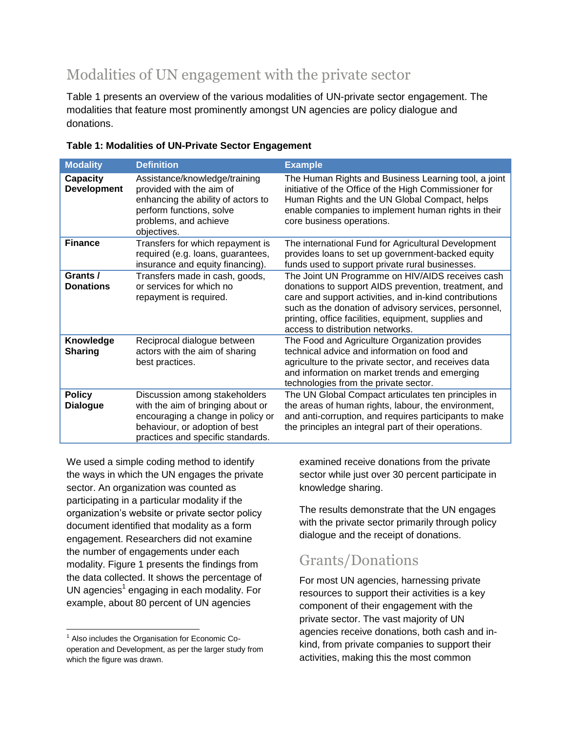## Modalities of UN engagement with the private sector

Table 1 presents an overview of the various modalities of UN-private sector engagement. The modalities that feature most prominently amongst UN agencies are policy dialogue and donations.

**Table 1: Modalities of UN-Private Sector Engagement**

| Modality | Definition | Example |
|---|---|---|
| **Capacity Development** | Assistance/knowledge/training provided with the aim of enhancing the ability of actors to perform functions, solve problems, and achieve objectives. | The Human Rights and Business Learning tool, a joint initiative of the Office of the High Commissioner for Human Rights and the UN Global Compact, helps enable companies to implement human rights in their core business operations. |
| **Finance** | Transfers for which repayment is required (e.g. loans, guarantees, insurance and equity financing). | The international Fund for Agricultural Development provides loans to set up government-backed equity funds used to support private rural businesses. |
| **Grants / Donations** | Transfers made in cash, goods, or services for which no repayment is required. | The Joint UN Programme on HIV/AIDS receives cash donations to support AIDS prevention, treatment, and care and support activities, and in-kind contributions such as the donation of advisory services, personnel, printing, office facilities, equipment, supplies and access to distribution networks. |
| **Knowledge Sharing** | Reciprocal dialogue between actors with the aim of sharing best practices. | The Food and Agriculture Organization provides technical advice and information on food and agriculture to the private sector, and receives data and information on market trends and emerging technologies from the private sector. |
| **Policy Dialogue** | Discussion among stakeholders with the aim of bringing about or encouraging a change in policy or behaviour, or adoption of best practices and specific standards. | The UN Global Compact articulates ten principles in the areas of human rights, labour, the environment, and anti-corruption, and requires participants to make the principles an integral part of their operations. |

We used a simple coding method to identify the ways in which the UN engages the private sector. An organization was counted as participating in a particular modality if the organization's website or private sector policy document identified that modality as a form engagement. Researchers did not examine the number of engagements under each modality. Figure 1 presents the findings from the data collected. It shows the percentage of UN agencies[1] engaging in each modality. For example, about 80 percent of UN agencies examined receive donations from the private sector while just over 30 percent participate in knowledge sharing.

The results demonstrate that the UN engages with the private sector primarily through policy dialogue and the receipt of donations.

## Grants/Donations

For most UN agencies, harnessing private resources to support their activities is a key component of their engagement with the private sector. The vast majority of UN agencies receive donations, both cash and in-kind, from private companies to support their activities, making this the most common

[1] Also includes the Organisation for Economic Co-operation and Development, as per the larger study from which the figure was drawn.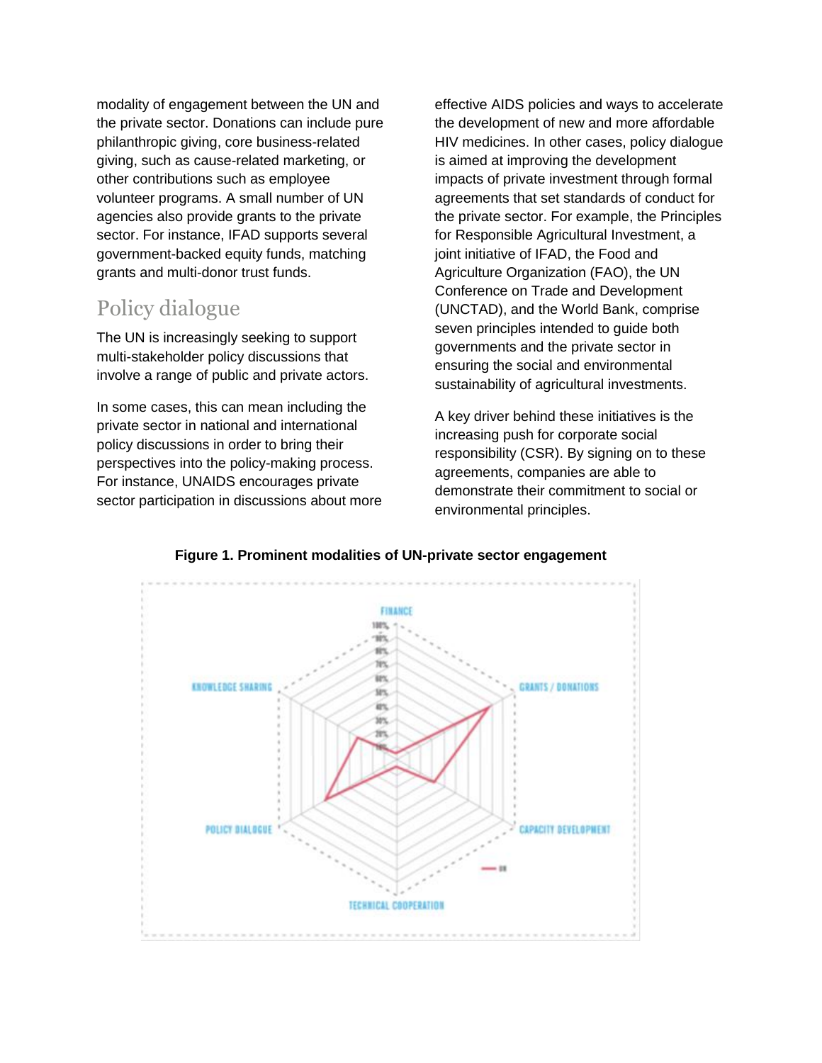modality of engagement between the UN and the private sector. Donations can include pure philanthropic giving, core business-related giving, such as cause-related marketing, or other contributions such as employee volunteer programs. A small number of UN agencies also provide grants to the private sector. For instance, IFAD supports several government-backed equity funds, matching grants and multi-donor trust funds.

## Policy dialogue

The UN is increasingly seeking to support multi-stakeholder policy discussions that involve a range of public and private actors.

In some cases, this can mean including the private sector in national and international policy discussions in order to bring their perspectives into the policy-making process. For instance, UNAIDS encourages private sector participation in discussions about more effective AIDS policies and ways to accelerate the development of new and more affordable HIV medicines. In other cases, policy dialogue is aimed at improving the development impacts of private investment through formal agreements that set standards of conduct for the private sector. For example, the Principles for Responsible Agricultural Investment, a joint initiative of IFAD, the Food and Agriculture Organization (FAO), the UN Conference on Trade and Development (UNCTAD), and the World Bank, comprise seven principles intended to guide both governments and the private sector in ensuring the social and environmental sustainability of agricultural investments.

A key driver behind these initiatives is the increasing push for corporate social responsibility (CSR). By signing on to these agreements, companies are able to demonstrate their commitment to social or environmental principles.

**Figure 1. Prominent modalities of UN-private sector engagement**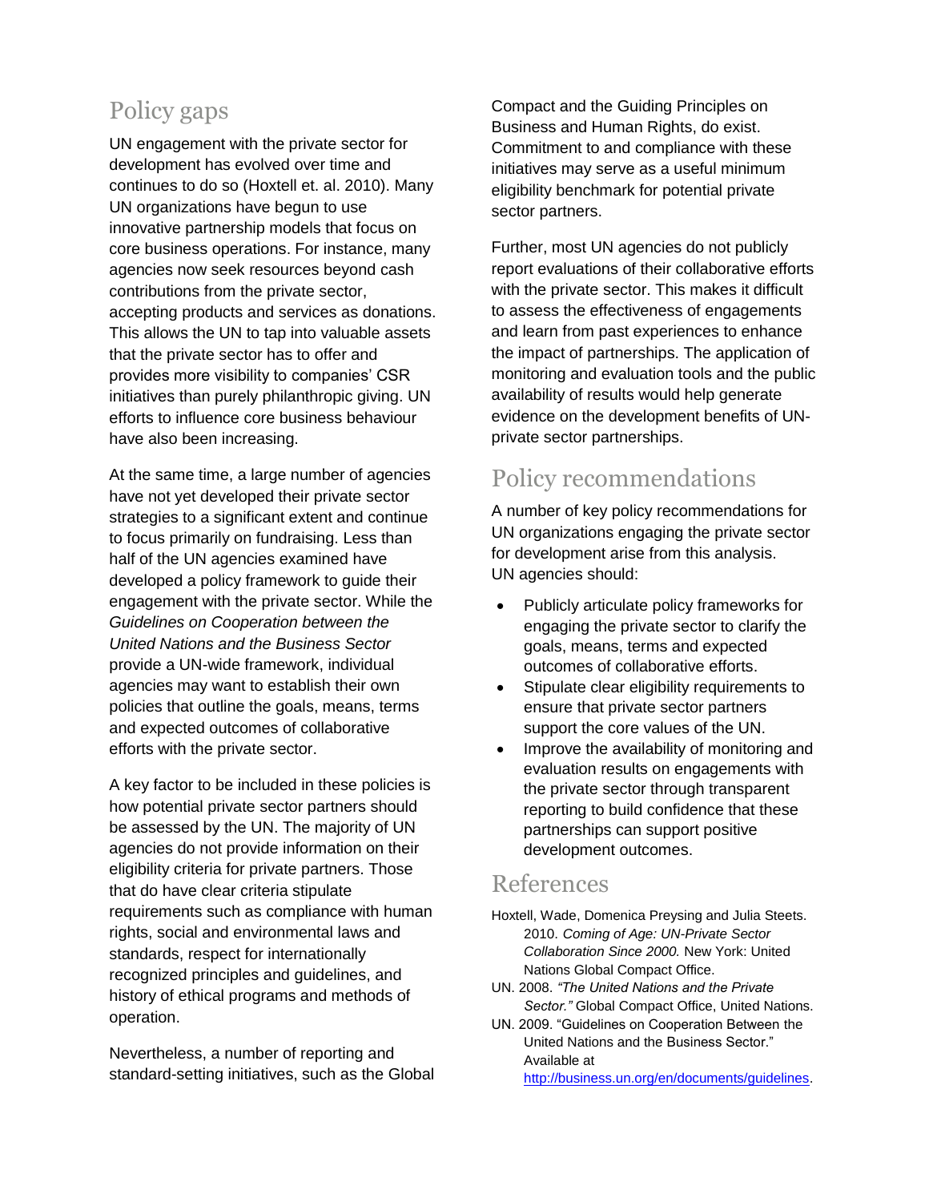## Policy gaps

UN engagement with the private sector for development has evolved over time and continues to do so (Hoxtell et. al. 2010). Many UN organizations have begun to use innovative partnership models that focus on core business operations. For instance, many agencies now seek resources beyond cash contributions from the private sector, accepting products and services as donations. This allows the UN to tap into valuable assets that the private sector has to offer and provides more visibility to companies' CSR initiatives than purely philanthropic giving. UN efforts to influence core business behaviour have also been increasing.

At the same time, a large number of agencies have not yet developed their private sector strategies to a significant extent and continue to focus primarily on fundraising. Less than half of the UN agencies examined have developed a policy framework to guide their engagement with the private sector. While the *Guidelines on Cooperation between the United Nations and the Business Sector* provide a UN-wide framework, individual agencies may want to establish their own policies that outline the goals, means, terms and expected outcomes of collaborative efforts with the private sector.

A key factor to be included in these policies is how potential private sector partners should be assessed by the UN. The majority of UN agencies do not provide information on their eligibility criteria for private partners. Those that do have clear criteria stipulate requirements such as compliance with human rights, social and environmental laws and standards, respect for internationally recognized principles and guidelines, and history of ethical programs and methods of operation.

Nevertheless, a number of reporting and standard-setting initiatives, such as the Global Compact and the Guiding Principles on Business and Human Rights, do exist. Commitment to and compliance with these initiatives may serve as a useful minimum eligibility benchmark for potential private sector partners.

Further, most UN agencies do not publicly report evaluations of their collaborative efforts with the private sector. This makes it difficult to assess the effectiveness of engagements and learn from past experiences to enhance the impact of partnerships. The application of monitoring and evaluation tools and the public availability of results would help generate evidence on the development benefits of UN-private sector partnerships.

## Policy recommendations

A number of key policy recommendations for UN organizations engaging the private sector for development arise from this analysis. UN agencies should:

- Publicly articulate policy frameworks for engaging the private sector to clarify the goals, means, terms and expected outcomes of collaborative efforts.
- Stipulate clear eligibility requirements to ensure that private sector partners support the core values of the UN.
- Improve the availability of monitoring and evaluation results on engagements with the private sector through transparent reporting to build confidence that these partnerships can support positive development outcomes.

## References

Hoxtell, Wade, Domenica Preysing and Julia Steets. 2010. *Coming of Age: UN-Private Sector Collaboration Since 2000.* New York: United Nations Global Compact Office.

UN. 2008. *"The United Nations and the Private Sector."* Global Compact Office, United Nations.

UN. 2009. "Guidelines on Cooperation Between the United Nations and the Business Sector." Available at http://business.un.org/en/documents/guidelines.